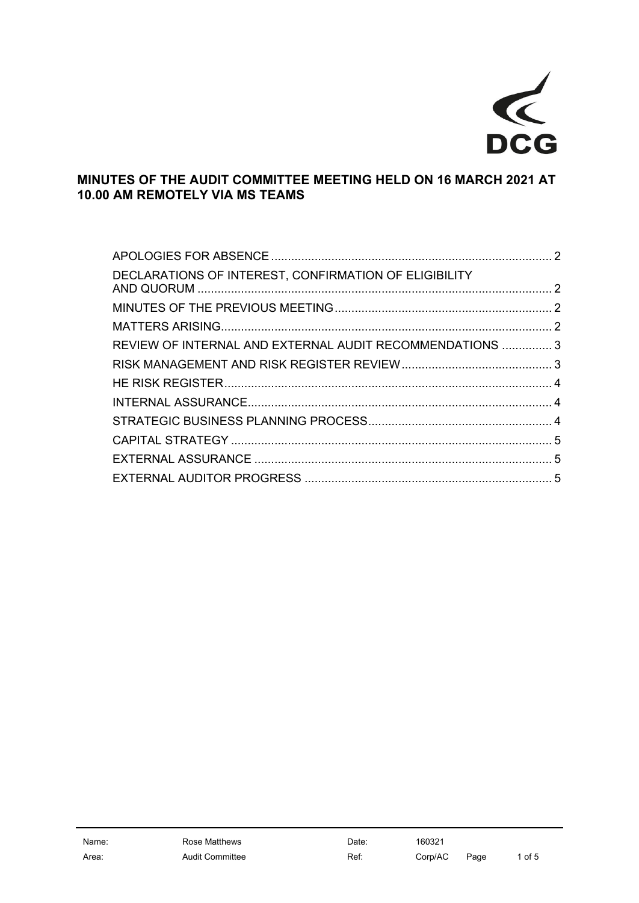DCG

# MINUTES OF THE AUDIT COMMITTEE MEETING HELD ON 16 MARCH 2021 AT 10.00 AM REMOTELY VIA MS TEAMS

| | |
|---|---|
| APOLOGIES FOR ABSENCE | 2 |
| DECLARATIONS OF INTEREST, CONFIRMATION OF ELIGIBILITY AND QUORUM | 2 |
| MINUTES OF THE PREVIOUS MEETING | 2 |
| MATTERS ARISING | 2 |
| REVIEW OF INTERNAL AND EXTERNAL AUDIT RECOMMENDATIONS | 3 |
| RISK MANAGEMENT AND RISK REGISTER REVIEW | 3 |
| HE RISK REGISTER | 4 |
| INTERNAL ASSURANCE | 4 |
| STRATEGIC BUSINESS PLANNING PROCESS | 4 |
| CAPITAL STRATEGY | 5 |
| EXTERNAL ASSURANCE | 5 |
| EXTERNAL AUDITOR PROGRESS | 5 |

| | | | |
|---|---|---|---|
| Name: | Rose Matthews | Date: | 160321 |
| Area: | Audit Committee | Ref: | Corp/AC |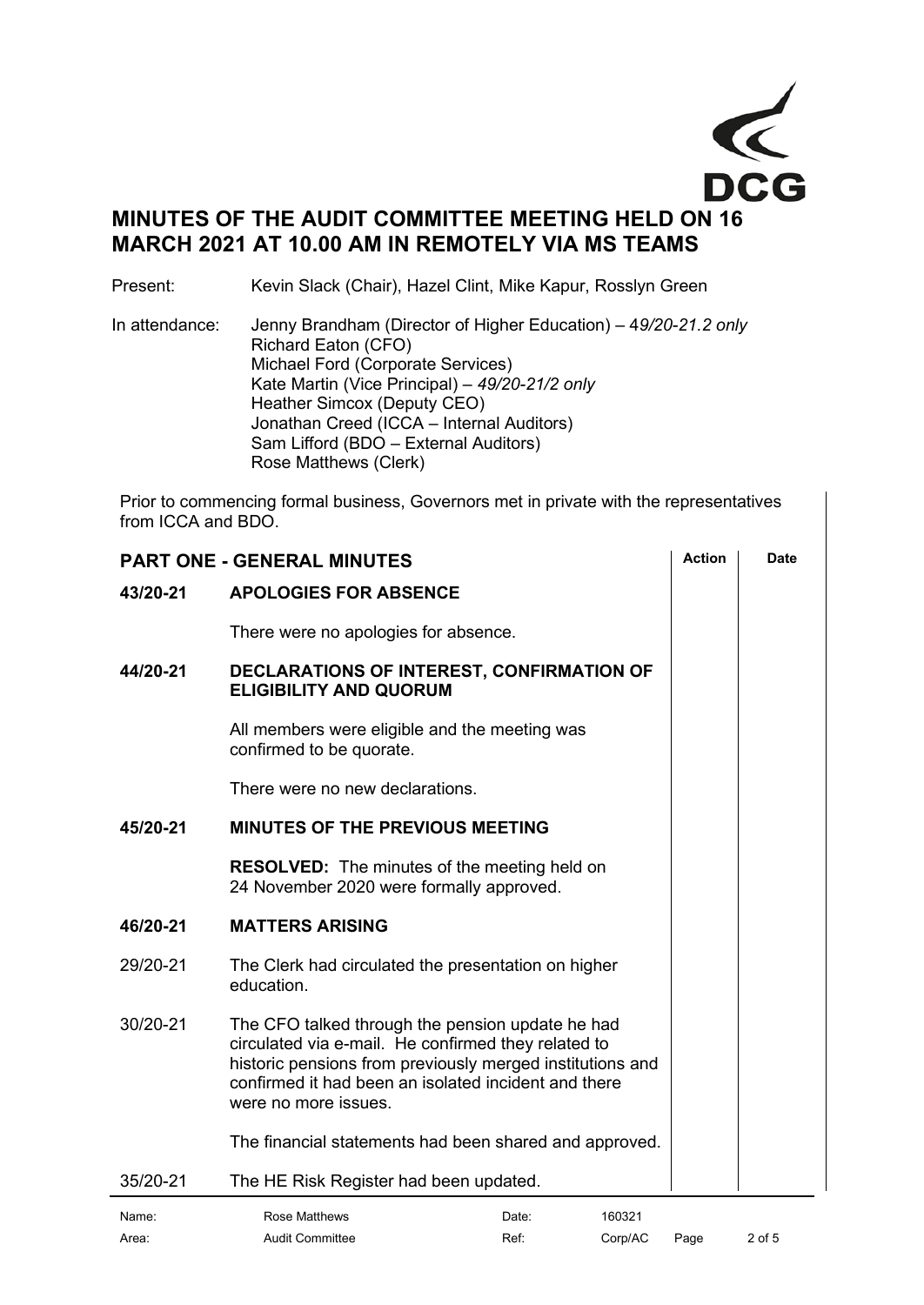# MINUTES OF THE AUDIT COMMITTEE MEETING HELD ON 16 MARCH 2021 AT 10.00 AM IN REMOTELY VIA MS TEAMS

Present: Kevin Slack (Chair), Hazel Clint, Mike Kapur, Rosslyn Green

In attendance: Jenny Brandham (Director of Higher Education) – 4*9/20-21.2 only*
Richard Eaton (CFO)
Michael Ford (Corporate Services)
Kate Martin (Vice Principal) – *49/20-21/2 only*
Heather Simcox (Deputy CEO)
Jonathan Creed (ICCA – Internal Auditors)
Sam Lifford (BDO – External Auditors)
Rose Matthews (Clerk)

Prior to commencing formal business, Governors met in private with the representatives from ICCA and BDO.

## PART ONE - GENERAL MINUTES

| | | Action | Date |
|---|---|---|---|
| **43/20-21** | **APOLOGIES FOR ABSENCE** | | |
| | There were no apologies for absence. | | |
| **44/20-21** | **DECLARATIONS OF INTEREST, CONFIRMATION OF ELIGIBILITY AND QUORUM** | | |
| | All members were eligible and the meeting was confirmed to be quorate. | | |
| | There were no new declarations. | | |
| **45/20-21** | **MINUTES OF THE PREVIOUS MEETING** | | |
| | **RESOLVED:** The minutes of the meeting held on 24 November 2020 were formally approved. | | |
| **46/20-21** | **MATTERS ARISING** | | |
| 29/20-21 | The Clerk had circulated the presentation on higher education. | | |
| 30/20-21 | The CFO talked through the pension update he had circulated via e-mail. He confirmed they related to historic pensions from previously merged institutions and confirmed it had been an isolated incident and there were no more issues. | | |
| | The financial statements had been shared and approved. | | |
| 35/20-21 | The HE Risk Register had been updated. | | |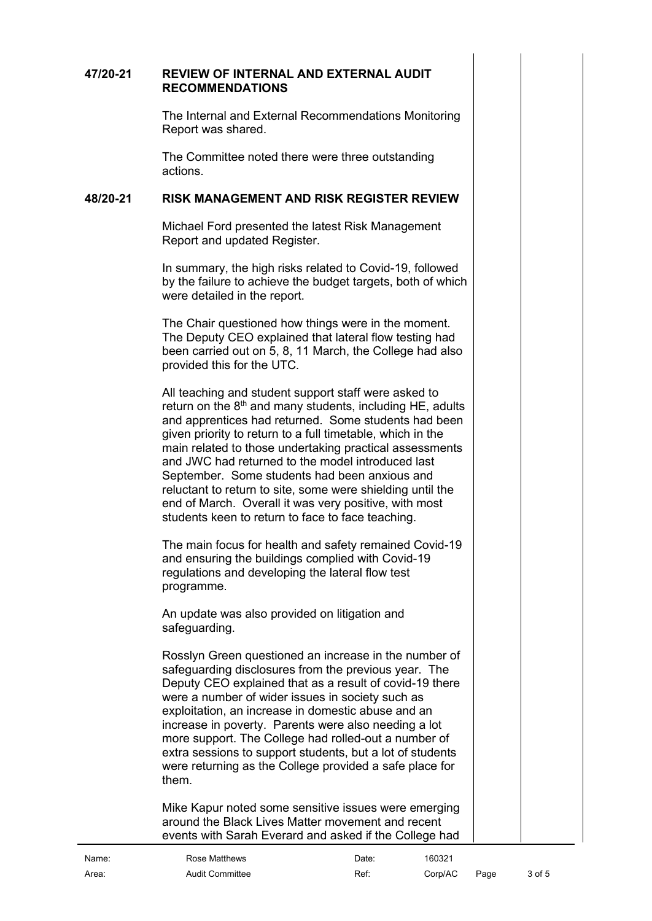**47/20-21 REVIEW OF INTERNAL AND EXTERNAL AUDIT RECOMMENDATIONS**

The Internal and External Recommendations Monitoring Report was shared.

The Committee noted there were three outstanding actions.

**48/20-21 RISK MANAGEMENT AND RISK REGISTER REVIEW**

Michael Ford presented the latest Risk Management Report and updated Register.

In summary, the high risks related to Covid-19, followed by the failure to achieve the budget targets, both of which were detailed in the report.

The Chair questioned how things were in the moment. The Deputy CEO explained that lateral flow testing had been carried out on 5, 8, 11 March, the College had also provided this for the UTC.

All teaching and student support staff were asked to return on the 8th and many students, including HE, adults and apprentices had returned. Some students had been given priority to return to a full timetable, which in the main related to those undertaking practical assessments and JWC had returned to the model introduced last September. Some students had been anxious and reluctant to return to site, some were shielding until the end of March. Overall it was very positive, with most students keen to return to face to face teaching.

The main focus for health and safety remained Covid-19 and ensuring the buildings complied with Covid-19 regulations and developing the lateral flow test programme.

An update was also provided on litigation and safeguarding.

Rosslyn Green questioned an increase in the number of safeguarding disclosures from the previous year. The Deputy CEO explained that as a result of covid-19 there were a number of wider issues in society such as exploitation, an increase in domestic abuse and an increase in poverty. Parents were also needing a lot more support. The College had rolled-out a number of extra sessions to support students, but a lot of students were returning as the College provided a safe place for them.

Mike Kapur noted some sensitive issues were emerging around the Black Lives Matter movement and recent events with Sarah Everard and asked if the College had

| Name: | Rose Matthews | Date: | 160321 |
|---|---|---|---|
| Area: | Audit Committee | Ref: | Corp/AC |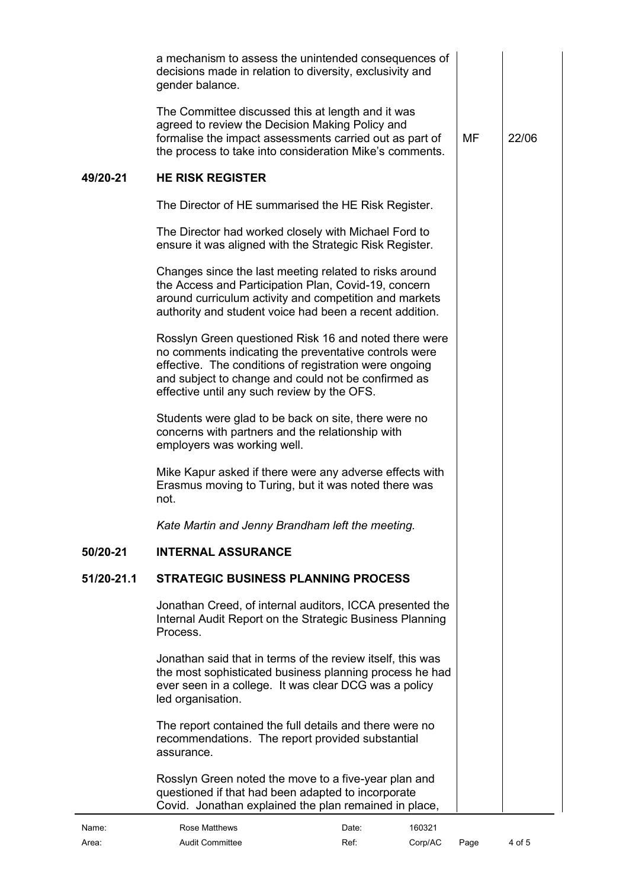| | | | |
|---|---|---|---|
| | a mechanism to assess the unintended consequences of decisions made in relation to diversity, exclusivity and gender balance. | | |
| | The Committee discussed this at length and it was agreed to review the Decision Making Policy and formalise the impact assessments carried out as part of the process to take into consideration Mike's comments. | MF | 22/06 |
| **49/20-21** | **HE RISK REGISTER** | | |
| | The Director of HE summarised the HE Risk Register. | | |
| | The Director had worked closely with Michael Ford to ensure it was aligned with the Strategic Risk Register. | | |
| | Changes since the last meeting related to risks around the Access and Participation Plan, Covid-19, concern around curriculum activity and competition and markets authority and student voice had been a recent addition. | | |
| | Rosslyn Green questioned Risk 16 and noted there were no comments indicating the preventative controls were effective. The conditions of registration were ongoing and subject to change and could not be confirmed as effective until any such review by the OFS. | | |
| | Students were glad to be back on site, there were no concerns with partners and the relationship with employers was working well. | | |
| | Mike Kapur asked if there were any adverse effects with Erasmus moving to Turing, but it was noted there was not. | | |
| | *Kate Martin and Jenny Brandham left the meeting.* | | |
| **50/20-21** | **INTERNAL ASSURANCE** | | |
| **51/20-21.1** | **STRATEGIC BUSINESS PLANNING PROCESS** | | |
| | Jonathan Creed, of internal auditors, ICCA presented the Internal Audit Report on the Strategic Business Planning Process. | | |
| | Jonathan said that in terms of the review itself, this was the most sophisticated business planning process he had ever seen in a college. It was clear DCG was a policy led organisation. | | |
| | The report contained the full details and there were no recommendations. The report provided substantial assurance. | | |
| | Rosslyn Green noted the move to a five-year plan and questioned if that had been adapted to incorporate Covid. Jonathan explained the plan remained in place, | | |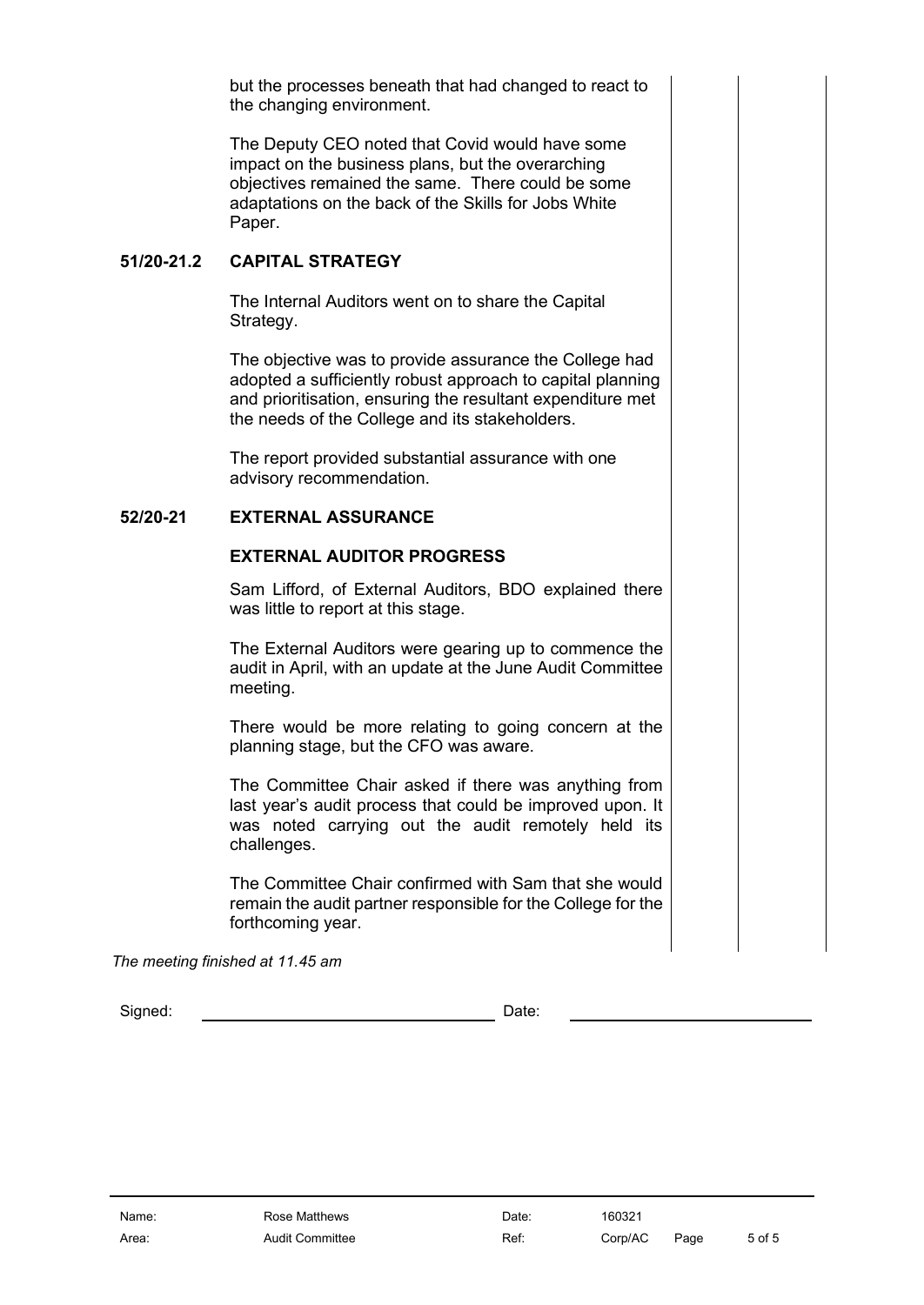but the processes beneath that had changed to react to the changing environment.

The Deputy CEO noted that Covid would have some impact on the business plans, but the overarching objectives remained the same. There could be some adaptations on the back of the Skills for Jobs White Paper.

**51/20-21.2 CAPITAL STRATEGY**

The Internal Auditors went on to share the Capital Strategy.

The objective was to provide assurance the College had adopted a sufficiently robust approach to capital planning and prioritisation, ensuring the resultant expenditure met the needs of the College and its stakeholders.

The report provided substantial assurance with one advisory recommendation.

**52/20-21 EXTERNAL ASSURANCE**

**EXTERNAL AUDITOR PROGRESS**

Sam Lifford, of External Auditors, BDO explained there was little to report at this stage.

The External Auditors were gearing up to commence the audit in April, with an update at the June Audit Committee meeting.

There would be more relating to going concern at the planning stage, but the CFO was aware.

The Committee Chair asked if there was anything from last year's audit process that could be improved upon. It was noted carrying out the audit remotely held its challenges.

The Committee Chair confirmed with Sam that she would remain the audit partner responsible for the College for the forthcoming year.

*The meeting finished at 11.45 am*

Signed: ______________________ Date: ______________________

| | | | | | |
|---|---|---|---|---|---|
| Name: | Rose Matthews | Date: | 160321 | | |
| Area: | Audit Committee | Ref: | Corp/AC | Page | 5 of 5 |